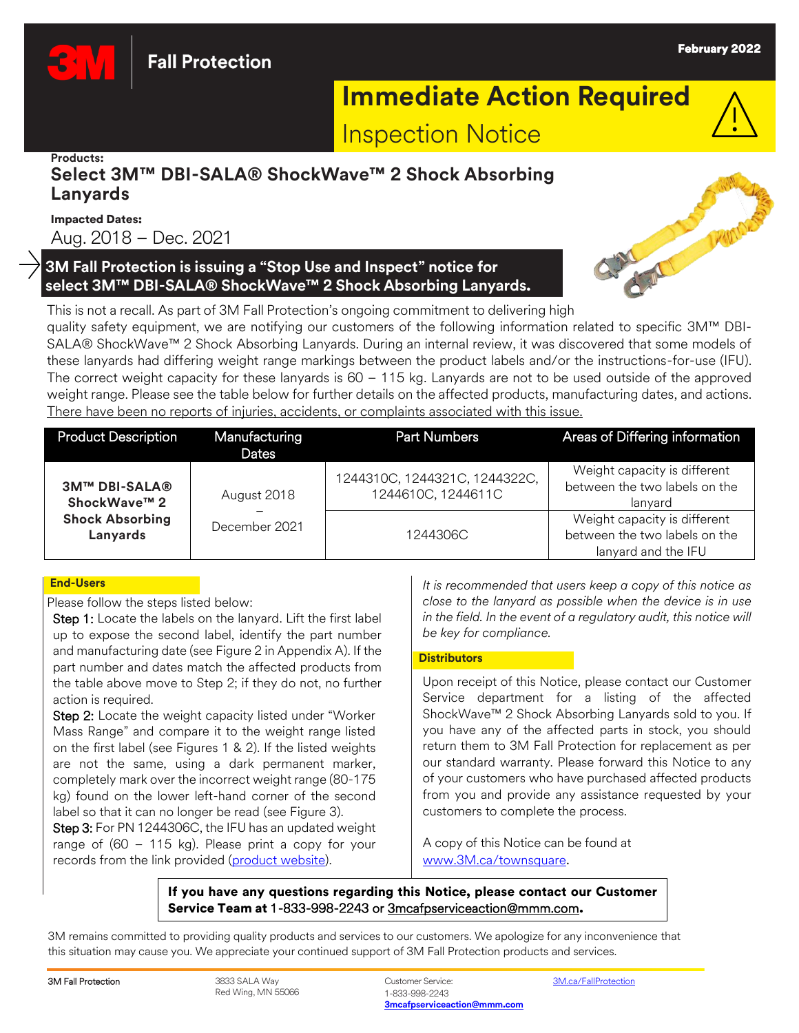3M Fall Protection

February 2022

# Immediate Action Required

## Inspection Notice

**Products:**

## Select 3M™ DBI-SALA® ShockWave™ 2 Shock Absorbing Lanyards

**Impacted Dates:**

Aug. 2018 – Dec. 2021

### 3M Fall Protection is issuing a "Stop Use and Inspect" notice for select 3M™ DBI-SALA® ShockWave™ 2 Shock Absorbing Lanyards.

This is not a recall. As part of 3M Fall Protection's ongoing commitment to delivering high quality safety equipment, we are notifying our customers of the following information related to specific 3M™ DBI-SALA® ShockWave™ 2 Shock Absorbing Lanyards. During an internal review, it was discovered that some models of these lanyards had differing weight range markings between the product labels and/or the instructions-for-use (IFU). The correct weight capacity for these lanyards is 60 – 115 kg. Lanyards are not to be used outside of the approved weight range. Please see the table below for further details on the affected products, manufacturing dates, and actions. There have been no reports of injuries, accidents, or complaints associated with this issue.

| Product Description | Manufacturing Dates | Part Numbers | Areas of Differing information |
|---|---|---|---|
| **3M™ DBI-SALA® ShockWave™ 2 Shock Absorbing Lanyards** | August 2018 – December 2021 | 1244310C, 1244321C, 1244322C, 1244610C, 1244611C | Weight capacity is different between the two labels on the lanyard |
| | | 1244306C | Weight capacity is different between the two labels on the lanyard and the IFU |

**End-Users**

Please follow the steps listed below:

Step 1: Locate the labels on the lanyard. Lift the first label up to expose the second label, identify the part number and manufacturing date (see Figure 2 in Appendix A). If the part number and dates match the affected products from the table above move to Step 2; if they do not, no further action is required.

Step 2: Locate the weight capacity listed under "Worker Mass Range" and compare it to the weight range listed on the first label (see Figures 1 & 2). If the listed weights are not the same, using a dark permanent marker, completely mark over the incorrect weight range (80-175 kg) found on the lower left-hand corner of the second label so that it can no longer be read (see Figure 3).

Step 3: For PN 1244306C, the IFU has an updated weight range of (60 – 115 kg). Please print a copy for your records from the link provided (product website).

*It is recommended that users keep a copy of this notice as close to the lanyard as possible when the device is in use in the field. In the event of a regulatory audit, this notice will be key for compliance.*

**Distributors**

Upon receipt of this Notice, please contact our Customer Service department for a listing of the affected ShockWave™ 2 Shock Absorbing Lanyards sold to you. If you have any of the affected parts in stock, you should return them to 3M Fall Protection for replacement as per our standard warranty. Please forward this Notice to any of your customers who have purchased affected products from you and provide any assistance requested by your customers to complete the process.

A copy of this Notice can be found at www.3M.ca/townsquare.

**If you have any questions regarding this Notice, please contact our Customer Service Team at** 1-833-998-2243 or 3mcafpserviceaction@mmm.com**.**

3M remains committed to providing quality products and services to our customers. We apologize for any inconvenience that this situation may cause you. We appreciate your continued support of 3M Fall Protection products and services.

3M Fall Protection | 3833 SALA Way, Red Wing, MN 55066 | Customer Service: 1-833-998-2243, **3mcafpserviceaction@mmm.com** | 3M.ca/FallProtection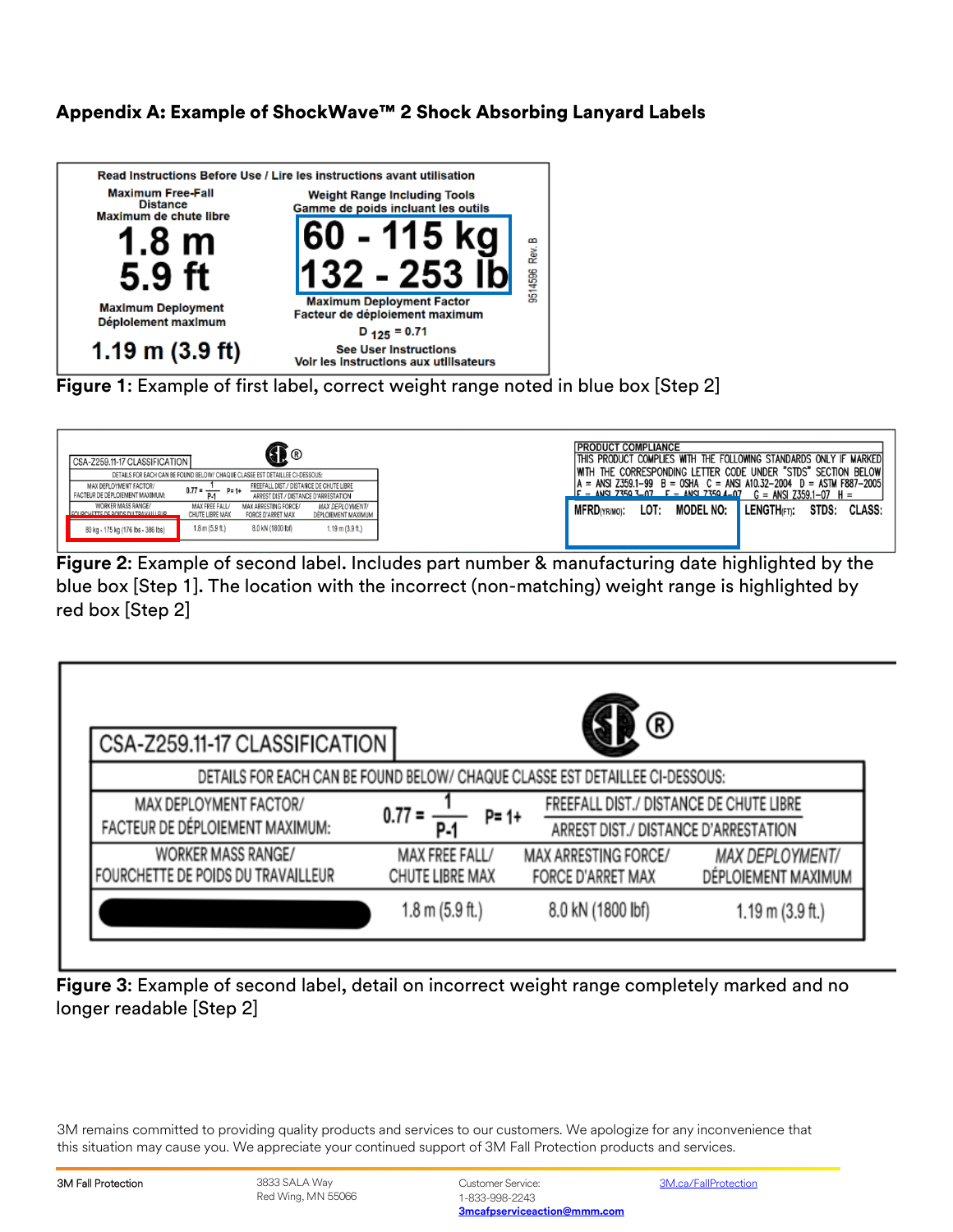## Appendix A: Example of ShockWave™ 2 Shock Absorbing Lanyard Labels

Read Instructions Before Use / Lire les instructions avant utilisation

Maximum Free-Fall Distance
Maximum de chute libre

1.8 m
5.9 ft

Maximum Deployment
Déploiement maximum

1.19 m (3.9 ft)

Weight Range Including Tools
Gamme de poids incluant les outils

60 - 115 kg
132 - 253 lb

Maximum Deployment Factor
Facteur de déploiement maximum

D 125 = 0.71

See User Instructions
Voir les instructions aux utilisateurs

9514596 Rev. B

**Figure 1:** Example of first label, correct weight range noted in blue box [Step 2]

CSA-Z259.11-17 CLASSIFICATION

DETAILS FOR EACH CAN BE FOUND BELOW/ CHAQUE CLASSE EST DETAILLEE CI-DESSOUS:

| | | | |
|---|---|---|---|
| MAX DEPLOYMENT FACTOR/ FACTEUR DE DÉPLOIEMENT MAXIMUM: | $0.77 = \frac{1}{P-1}$ P= 1+ | FREEFALL DIST./ DISTANCE DE CHUTE LIBRE / ARREST DIST./ DISTANCE D'ARRESTATION | |
| WORKER MASS RANGE/ FOURCHETTE DE POIDS DU TRAVAILLEUR | MAX FREE FALL/ CHUTE LIBRE MAX | MAX ARRESTING FORCE/ FORCE D'ARRET MAX | MAX DEPLOYMENT/ DÉPLOIEMENT MAXIMUM |
| 80 kg - 175 kg (176 lbs - 386 lbs) | 1.8 m (5.9 ft.) | 8.0 kN (1800 lbf) | 1.19 m (3.9 ft.) |

PRODUCT COMPLIANCE
THIS PRODUCT COMPLIES WITH THE FOLLOWING STANDARDS ONLY IF MARKED WITH THE CORRESPONDING LETTER CODE UNDER "STDS" SECTION BELOW
A = ANSI Z359.1-99 B = OSHA C = ANSI A10.32-2004 D = ASTM F887-2005 E = ANSI Z359.3-07 F = ANSI Z359.4-07 G = ANSI Z359.1-07 H =

MFRD(YR/MO): LOT: MODEL NO: LENGTH(FT): STDS: CLASS:

**Figure 2:** Example of second label. Includes part number & manufacturing date highlighted by the blue box [Step 1]. The location with the incorrect (non-matching) weight range is highlighted by red box [Step 2]

CSA-Z259.11-17 CLASSIFICATION

DETAILS FOR EACH CAN BE FOUND BELOW/ CHAQUE CLASSE EST DETAILLEE CI-DESSOUS:

| | | | |
|---|---|---|---|
| MAX DEPLOYMENT FACTOR/ FACTEUR DE DÉPLOIEMENT MAXIMUM: | $0.77 = \frac{1}{P-1}$ P= 1+ | FREEFALL DIST./ DISTANCE DE CHUTE LIBRE / ARREST DIST./ DISTANCE D'ARRESTATION | |
| WORKER MASS RANGE/ FOURCHETTE DE POIDS DU TRAVAILLEUR | MAX FREE FALL/ CHUTE LIBRE MAX | MAX ARRESTING FORCE/ FORCE D'ARRET MAX | MAX DEPLOYMENT/ DÉPLOIEMENT MAXIMUM |
| | 1.8 m (5.9 ft.) | 8.0 kN (1800 lbf) | 1.19 m (3.9 ft.) |

**Figure 3:** Example of second label, detail on incorrect weight range completely marked and no longer readable [Step 2]

3M remains committed to providing quality products and services to our customers. We apologize for any inconvenience that this situation may cause you. We appreciate your continued support of 3M Fall Protection products and services.

3M Fall Protection

3833 SALA Way
Red Wing, MN 55066

Customer Service:
1-833-998-2243
3mcafpserviceaction@mmm.com

3M.ca/FallProtection